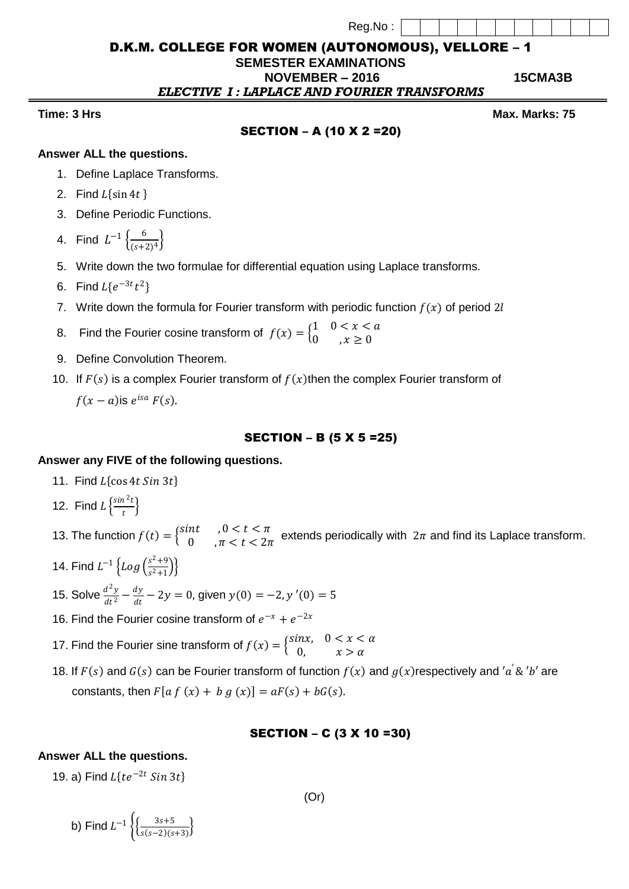Reg.No :

# D.K.M. COLLEGE FOR WOMEN (AUTONOMOUS), VELLORE – 1

**SEMESTER EXAMINATIONS**

**NOVEMBER – 2016** **15CMA3B**

***ELECTIVE I : LAPLACE AND FOURIER TRANSFORMS***

**Time: 3 Hrs** **Max. Marks: 75**

## SECTION – A (10 X 2 =20)

**Answer ALL the questions.**

1. Define Laplace Transforms.
2. Find $L\{\sin 4t\}$
3. Define Periodic Functions.
4. Find $L^{-1}\left\{\frac{6}{(s+2)^4}\right\}$
5. Write down the two formulae for differential equation using Laplace transforms.
6. Find $L\{e^{-3t}t^2\}$
7. Write down the formula for Fourier transform with periodic function $f(x)$ of period $2l$
8. Find the Fourier cosine transform of $f(x) = \begin{cases} 1 & 0 < x < a \\ 0 & ,x \geq 0 \end{cases}$
9. Define Convolution Theorem.
10. If $F(s)$ is a complex Fourier transform of $f(x)$ then the complex Fourier transform of $f(x-a)$ is $e^{isa}F(s)$.

## SECTION – B (5 X 5 =25)

**Answer any FIVE of the following questions.**

11. Find $L\{\cos 4t \, Sin\, 3t\}$
12. Find $L\left\{\frac{sin^2 t}{t}\right\}$
13. The function $f(t) = \begin{cases} sint & ,0 < t < \pi \\ 0 & ,\pi < t < 2\pi \end{cases}$ extends periodically with $2\pi$ and find its Laplace transform.
14. Find $L^{-1}\left\{Log\left(\frac{s^2+9}{s^2+1}\right)\right\}$
15. Solve $\frac{d^2y}{dt^2} - \frac{dy}{dt} - 2y = 0$, given $y(0) = -2, y'(0) = 5$
16. Find the Fourier cosine transform of $e^{-x} + e^{-2x}$
17. Find the Fourier sine transform of $f(x) = \begin{cases} sinx, & 0 < x < \alpha \\ 0, & x > \alpha \end{cases}$
18. If $F(s)$ and $G(s)$ can be Fourier transform of function $f(x)$ and $g(x)$ respectively and $'a' \& 'b'$ are constants, then $F[a\, f\,(x) + \,b\, g\,(x)] = aF(s) + bG(s)$.

## SECTION – C (3 X 10 =30)

**Answer ALL the questions.**

19. a) Find $L\{te^{-2t}\, Sin\, 3t\}$

(Or)

b) Find $L^{-1}\left\{\left\{\frac{3s+5}{s(s-2)(s+3)}\right\}\right.$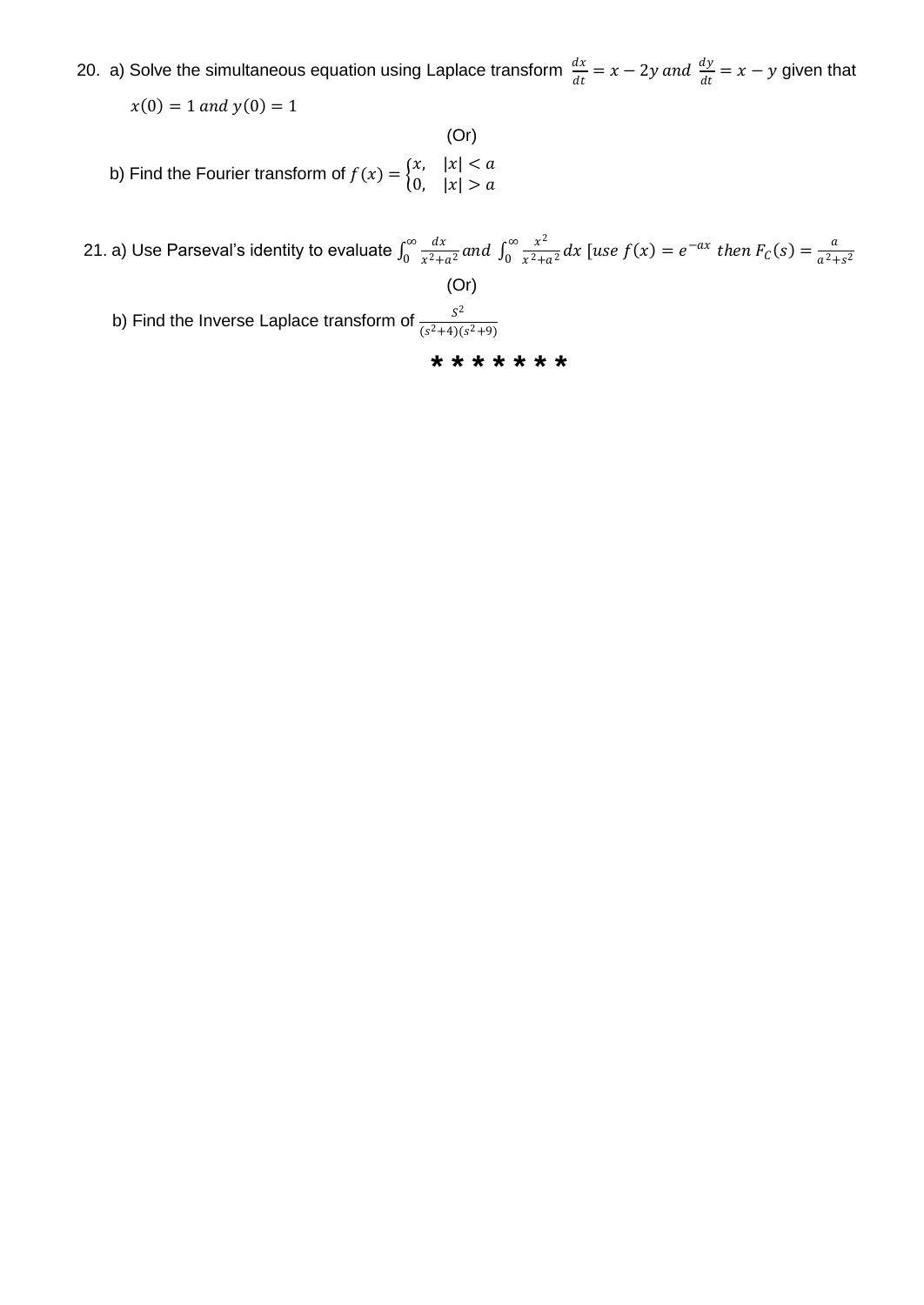20. a) Solve the simultaneous equation using Laplace transform $\frac{dx}{dt} = x - 2y \; and \; \frac{dy}{dt} = x - y$ given that $x(0) = 1 \; and \; y(0) = 1$

(Or)

b) Find the Fourier transform of $f(x) = \begin{cases} x, & |x| < a \\ 0, & |x| > a \end{cases}$

21. a) Use Parseval's identity to evaluate $\int_0^\infty \frac{dx}{x^2+a^2} \; and \; \int_0^\infty \frac{x^2}{x^2+a^2} dx$ $[use \; f(x) = e^{-ax} \; then \; F_C(s) = \frac{a}{a^2+s^2}$

(Or)

b) Find the Inverse Laplace transform of $\frac{S^2}{(s^2+4)(s^2+9)}$

*******